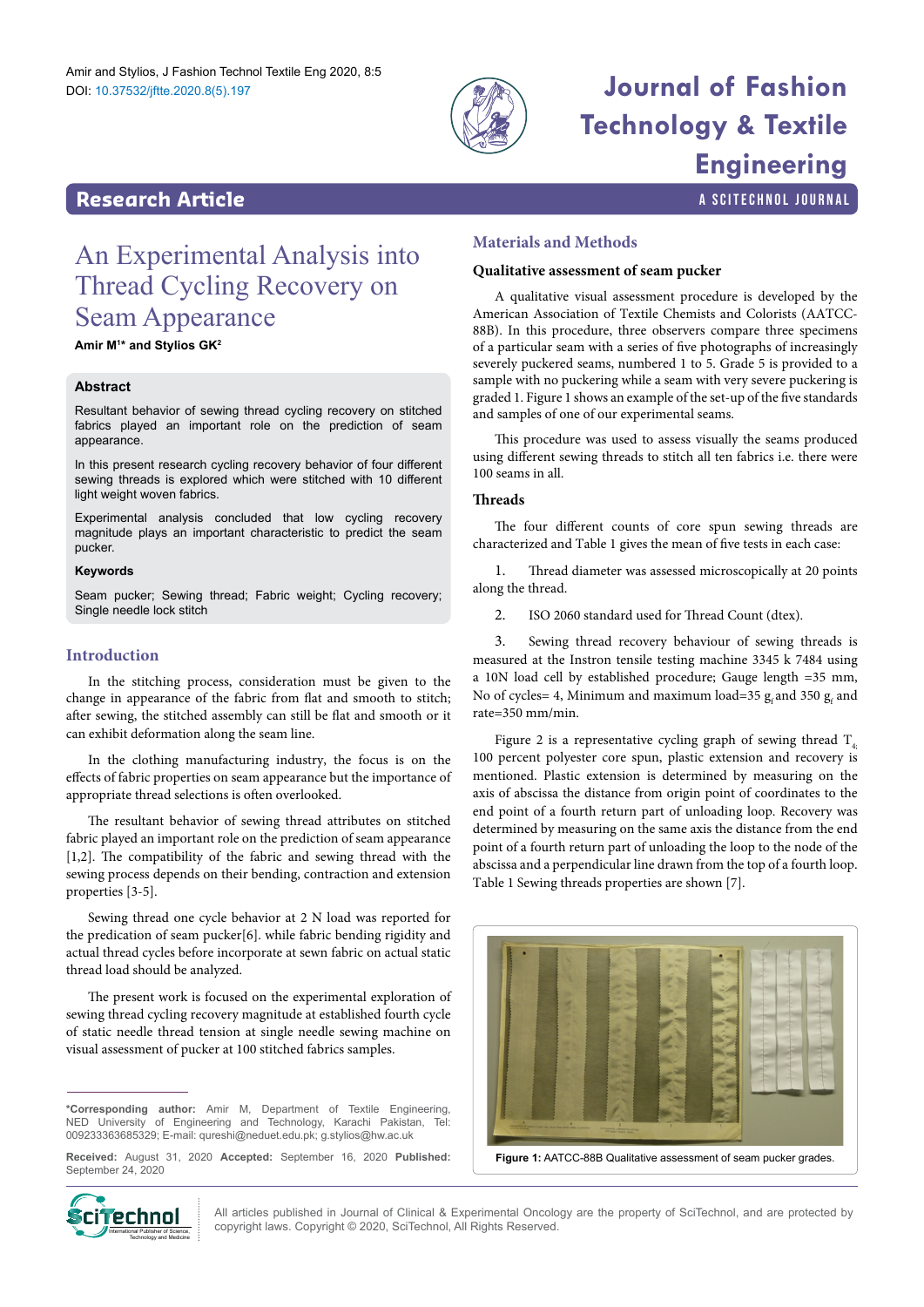# An Experimental Analysis into Thread Cycling Recovery on Seam Appearance

**Amir M[1]* and Stylios GK[2]**

## Abstract

Resultant behavior of sewing thread cycling recovery on stitched fabrics played an important role on the prediction of seam appearance.

In this present research cycling recovery behavior of four different sewing threads is explored which were stitched with 10 different light weight woven fabrics.

Experimental analysis concluded that low cycling recovery magnitude plays an important characteristic to predict the seam pucker.

### Keywords

Seam pucker; Sewing thread; Fabric weight; Cycling recovery; Single needle lock stitch

## Introduction

In the stitching process, consideration must be given to the change in appearance of the fabric from flat and smooth to stitch; after sewing, the stitched assembly can still be flat and smooth or it can exhibit deformation along the seam line.

In the clothing manufacturing industry, the focus is on the effects of fabric properties on seam appearance but the importance of appropriate thread selections is often overlooked.

The resultant behavior of sewing thread attributes on stitched fabric played an important role on the prediction of seam appearance [1,2]. The compatibility of the fabric and sewing thread with the sewing process depends on their bending, contraction and extension properties [3-5].

Sewing thread one cycle behavior at 2 N load was reported for the predication of seam pucker[6]. while fabric bending rigidity and actual thread cycles before incorporate at sewn fabric on actual static thread load should be analyzed.

The present work is focused on the experimental exploration of sewing thread cycling recovery magnitude at established fourth cycle of static needle thread tension at single needle sewing machine on visual assessment of pucker at 100 stitched fabrics samples.

*Corresponding author: Amir M, Department of Textile Engineering, NED University of Engineering and Technology, Karachi Pakistan, Tel: 009233363685329; E-mail: qureshi@neduet.edu.pk; g.stylios@hw.ac.uk

**Received:** August 31, 2020 **Accepted:** September 16, 2020 **Published:** September 24, 2020

## Materials and Methods

### Qualitative assessment of seam pucker

A qualitative visual assessment procedure is developed by the American Association of Textile Chemists and Colorists (AATCC-88B). In this procedure, three observers compare three specimens of a particular seam with a series of five photographs of increasingly severely puckered seams, numbered 1 to 5. Grade 5 is provided to a sample with no puckering while a seam with very severe puckering is graded 1. Figure 1 shows an example of the set-up of the five standards and samples of one of our experimental seams.

This procedure was used to assess visually the seams produced using different sewing threads to stitch all ten fabrics i.e. there were 100 seams in all.

### Threads

The four different counts of core spun sewing threads are characterized and Table 1 gives the mean of five tests in each case:

1. Thread diameter was assessed microscopically at 20 points along the thread.

2. ISO 2060 standard used for Thread Count (dtex).

3. Sewing thread recovery behaviour of sewing threads is measured at the Instron tensile testing machine 3345 k 7484 using a 10N load cell by established procedure; Gauge length =35 mm, No of cycles= 4, Minimum and maximum load=35 $g_f$ and 350 $g_f$ and rate=350 mm/min.

Figure 2 is a representative cycling graph of sewing thread $T_4$, 100 percent polyester core spun, plastic extension and recovery is mentioned. Plastic extension is determined by measuring on the axis of abscissa the distance from origin point of coordinates to the end point of a fourth return part of unloading loop. Recovery was determined by measuring on the same axis the distance from the end point of a fourth return part of unloading the loop to the node of the abscissa and a perpendicular line drawn from the top of a fourth loop. Table 1 Sewing threads properties are shown [7].

**Figure 1:** AATCC-88B Qualitative assessment of seam pucker grades.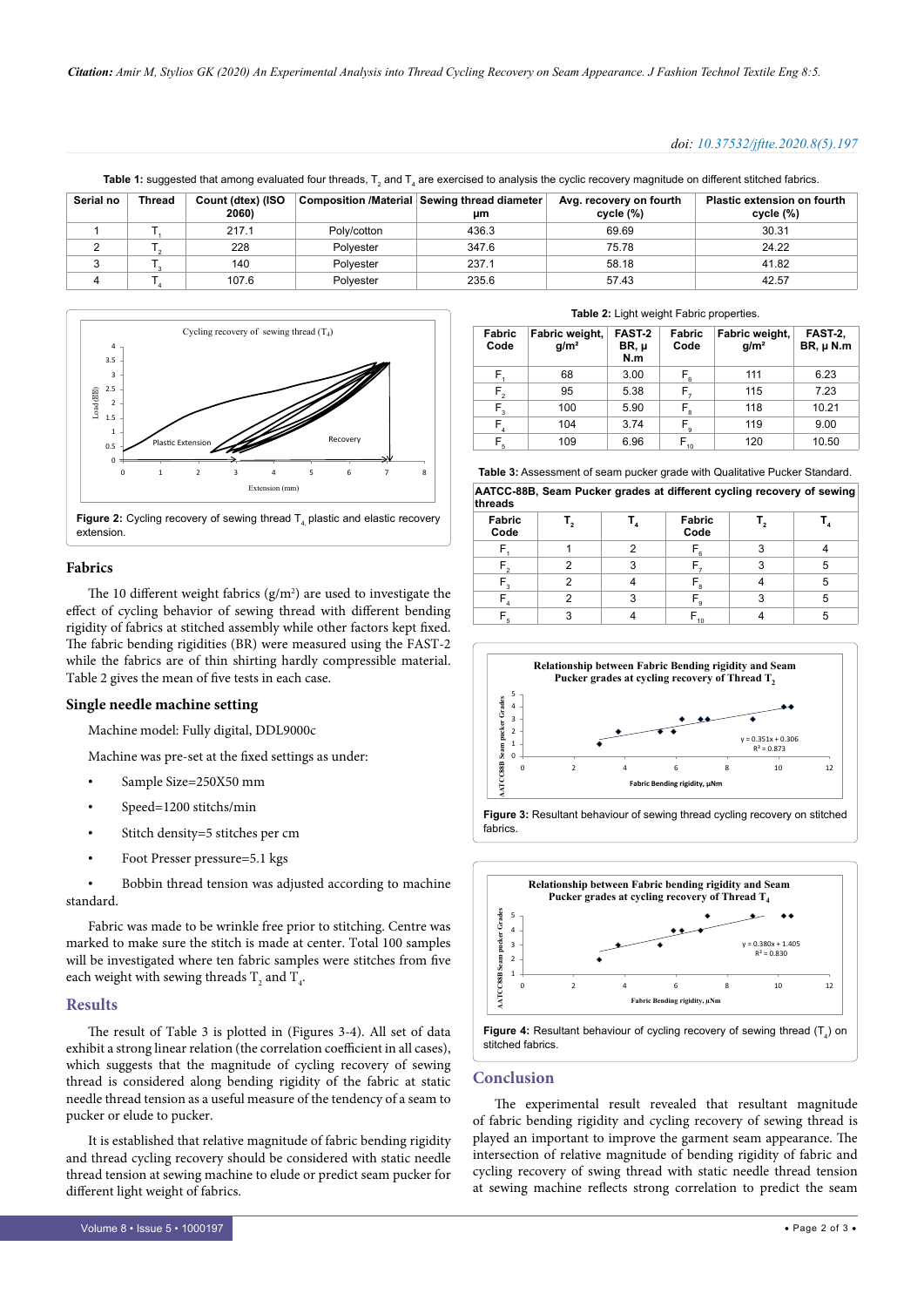Table 1: suggested that among evaluated four threads, $T_2$ and $T_4$ are exercised to analysis the cyclic recovery magnitude on different stitched fabrics.

| Serial no | Thread | Count (dtex) (ISO 2060) | Composition /Material | Sewing thread diameter µm | Avg. recovery on fourth cycle (%) | Plastic extension on fourth cycle (%) |
|---|---|---|---|---|---|---|
| 1 | $T_1$ | 217.1 | Poly/cotton | 436.3 | 69.69 | 30.31 |
| 2 | $T_2$ | 228 | Polyester | 347.6 | 75.78 | 24.22 |
| 3 | $T_3$ | 140 | Polyester | 237.1 | 58.18 | 41.82 |
| 4 | $T_4$ | 107.6 | Polyester | 235.6 | 57.43 | 42.57 |

Figure 2: Cycling recovery of sewing thread $T_4$ plastic and elastic recovery extension.

## Fabrics

The 10 different weight fabrics (g/m²) are used to investigate the effect of cycling behavior of sewing thread with different bending rigidity of fabrics at stitched assembly while other factors kept fixed. The fabric bending rigidities (BR) were measured using the FAST-2 while the fabrics are of thin shirting hardly compressible material. Table 2 gives the mean of five tests in each case.

## Single needle machine setting

Machine model: Fully digital, DDL9000c

Machine was pre-set at the fixed settings as under:

- Sample Size=250X50 mm
- Speed=1200 stitchs/min
- Stitch density=5 stitches per cm
- Foot Presser pressure=5.1 kgs
- Bobbin thread tension was adjusted according to machine standard.

Fabric was made to be wrinkle free prior to stitching. Centre was marked to make sure the stitch is made at center. Total 100 samples will be investigated where ten fabric samples were stitches from five each weight with sewing threads $T_2$ and $T_4$.

## Results

The result of Table 3 is plotted in (Figures 3-4). All set of data exhibit a strong linear relation (the correlation coefficient in all cases), which suggests that the magnitude of cycling recovery of sewing thread is considered along bending rigidity of the fabric at static needle thread tension as a useful measure of the tendency of a seam to pucker or elude to pucker.

It is established that relative magnitude of fabric bending rigidity and thread cycling recovery should be considered with static needle thread tension at sewing machine to elude or predict seam pucker for different light weight of fabrics.

Table 2: Light weight Fabric properties.

| Fabric Code | Fabric weight, g/m² | FAST-2 BR, µ N.m | Fabric Code | Fabric weight, g/m² | FAST-2, BR, µ N.m |
|---|---|---|---|---|---|
| $F_1$ | 68 | 3.00 | $F_6$ | 111 | 6.23 |
| $F_2$ | 95 | 5.38 | $F_7$ | 115 | 7.23 |
| $F_3$ | 100 | 5.90 | $F_8$ | 118 | 10.21 |
| $F_4$ | 104 | 3.74 | $F_9$ | 119 | 9.00 |
| $F_5$ | 109 | 6.96 | $F_{10}$ | 120 | 10.50 |

Table 3: Assessment of seam pucker grade with Qualitative Pucker Standard.

| AATCC-88B, Seam Pucker grades at different cycling recovery of sewing threads | | | | | |
|---|---|---|---|---|---|
| Fabric Code | $T_2$ | $T_4$ | Fabric Code | $T_2$ | $T_4$ |
| $F_1$ | 1 | 2 | $F_6$ | 3 | 4 |
| $F_2$ | 2 | 3 | $F_7$ | 3 | 5 |
| $F_3$ | 2 | 4 | $F_8$ | 4 | 5 |
| $F_4$ | 2 | 3 | $F_9$ | 3 | 5 |
| $F_5$ | 3 | 4 | $F_{10}$ | 4 | 5 |

Figure 3: Resultant behaviour of sewing thread cycling recovery on stitched fabrics.

Figure 4: Resultant behaviour of cycling recovery of sewing thread ($T_4$) on stitched fabrics.

## Conclusion

The experimental result revealed that resultant magnitude of fabric bending rigidity and cycling recovery of sewing thread is played an important to improve the garment seam appearance. The intersection of relative magnitude of bending rigidity of fabric and cycling recovery of swing thread with static needle thread tension at sewing machine reflects strong correlation to predict the seam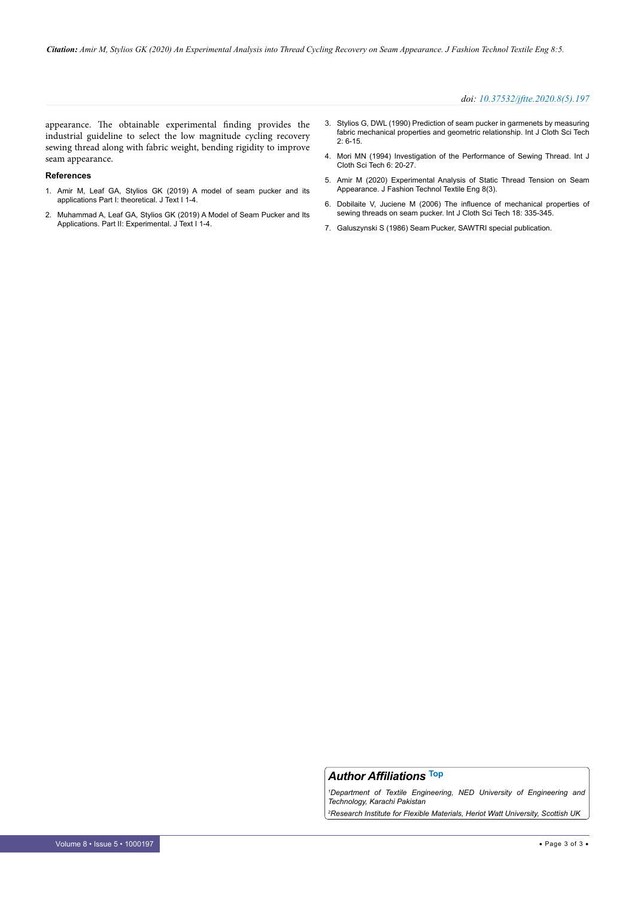appearance. The obtainable experimental finding provides the industrial guideline to select the low magnitude cycling recovery sewing thread along with fabric weight, bending rigidity to improve seam appearance.

### References

1. Amir M, Leaf GA, Stylios GK (2019) A model of seam pucker and its applications Part I: theoretical. J Text I 1-4.
2. Muhammad A, Leaf GA, Stylios GK (2019) A Model of Seam Pucker and Its Applications. Part II: Experimental. J Text I 1-4.
3. Stylios G, DWL (1990) Prediction of seam pucker in garmenets by measuring fabric mechanical properties and geometric relationship. Int J Cloth Sci Tech 2: 6-15.
4. Mori MN (1994) Investigation of the Performance of Sewing Thread. Int J Cloth Sci Tech 6: 20-27.
5. Amir M (2020) Experimental Analysis of Static Thread Tension on Seam Appearance. J Fashion Technol Textile Eng 8(3).
6. Dobilaite V, Juciene M (2006) The influence of mechanical properties of sewing threads on seam pucker. Int J Cloth Sci Tech 18: 335-345.
7. Galuszynski S (1986) Seam Pucker, SAWTRI special publication.

## Author Affiliations

[1]Department of Textile Engineering, NED University of Engineering and Technology, Karachi Pakistan

[2]Research Institute for Flexible Materials, Heriot Watt University, Scottish UK